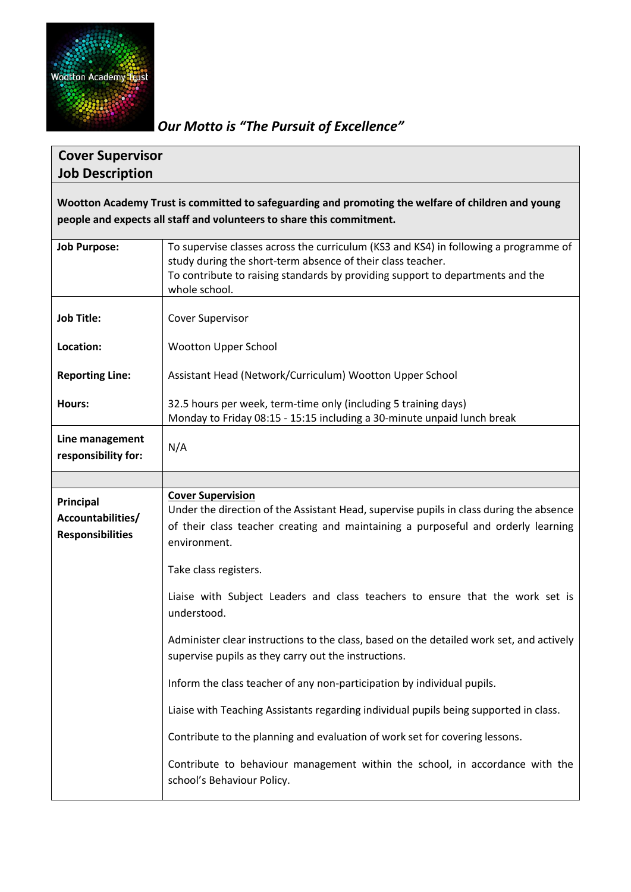Wootton Academy Trust

***Our Motto is "The Pursuit of Excellence"***

## Cover Supervisor
## Job Description

**Wootton Academy Trust is committed to safeguarding and promoting the welfare of children and young people and expects all staff and volunteers to share this commitment.**

| | |
|---|---|
| **Job Purpose:** | To supervise classes across the curriculum (KS3 and KS4) in following a programme of study during the short-term absence of their class teacher.<br>To contribute to raising standards by providing support to departments and the whole school. |
| **Job Title:** | Cover Supervisor |
| **Location:** | Wootton Upper School |
| **Reporting Line:** | Assistant Head (Network/Curriculum) Wootton Upper School |
| **Hours:** | 32.5 hours per week, term-time only (including 5 training days)<br>Monday to Friday 08:15 - 15:15 including a 30-minute unpaid lunch break |
| **Line management responsibility for:** | N/A |
| | |
| **Principal Accountabilities/ Responsibilities** | **<u>Cover Supervision</u>**<br>Under the direction of the Assistant Head, supervise pupils in class during the absence of their class teacher creating and maintaining a purposeful and orderly learning environment.<br><br>Take class registers.<br><br>Liaise with Subject Leaders and class teachers to ensure that the work set is understood.<br><br>Administer clear instructions to the class, based on the detailed work set, and actively supervise pupils as they carry out the instructions.<br><br>Inform the class teacher of any non-participation by individual pupils.<br><br>Liaise with Teaching Assistants regarding individual pupils being supported in class.<br><br>Contribute to the planning and evaluation of work set for covering lessons.<br><br>Contribute to behaviour management within the school, in accordance with the school's Behaviour Policy. |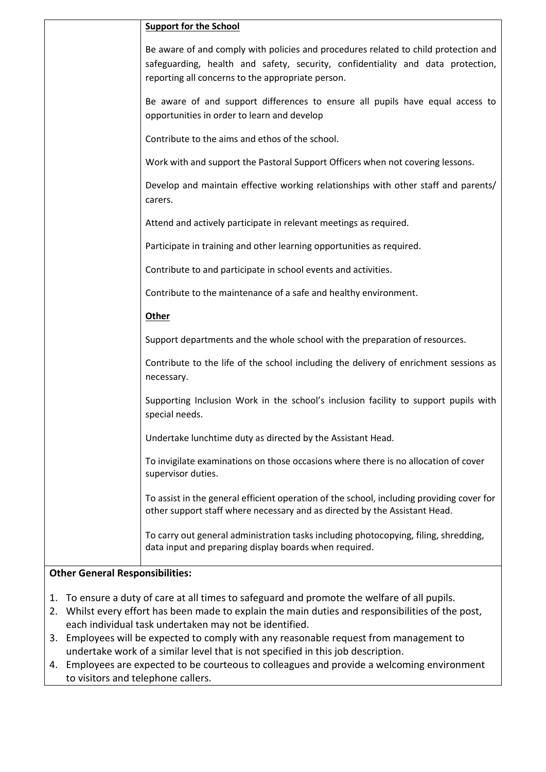| | |
|---|---|
| | **Support for the School**<br><br>Be aware of and comply with policies and procedures related to child protection and safeguarding, health and safety, security, confidentiality and data protection, reporting all concerns to the appropriate person.<br><br>Be aware of and support differences to ensure all pupils have equal access to opportunities in order to learn and develop<br><br>Contribute to the aims and ethos of the school.<br><br>Work with and support the Pastoral Support Officers when not covering lessons.<br><br>Develop and maintain effective working relationships with other staff and parents/ carers.<br><br>Attend and actively participate in relevant meetings as required.<br><br>Participate in training and other learning opportunities as required.<br><br>Contribute to and participate in school events and activities.<br><br>Contribute to the maintenance of a safe and healthy environment.<br><br>**Other**<br><br>Support departments and the whole school with the preparation of resources.<br><br>Contribute to the life of the school including the delivery of enrichment sessions as necessary.<br><br>Supporting Inclusion Work in the school's inclusion facility to support pupils with special needs.<br><br>Undertake lunchtime duty as directed by the Assistant Head.<br><br>To invigilate examinations on those occasions where there is no allocation of cover supervisor duties.<br><br>To assist in the general efficient operation of the school, including providing cover for other support staff where necessary and as directed by the Assistant Head.<br><br>To carry out general administration tasks including photocopying, filing, shredding, data input and preparing display boards when required. |

**Other General Responsibilities:**

1. To ensure a duty of care at all times to safeguard and promote the welfare of all pupils.
2. Whilst every effort has been made to explain the main duties and responsibilities of the post, each individual task undertaken may not be identified.
3. Employees will be expected to comply with any reasonable request from management to undertake work of a similar level that is not specified in this job description.
4. Employees are expected to be courteous to colleagues and provide a welcoming environment to visitors and telephone callers.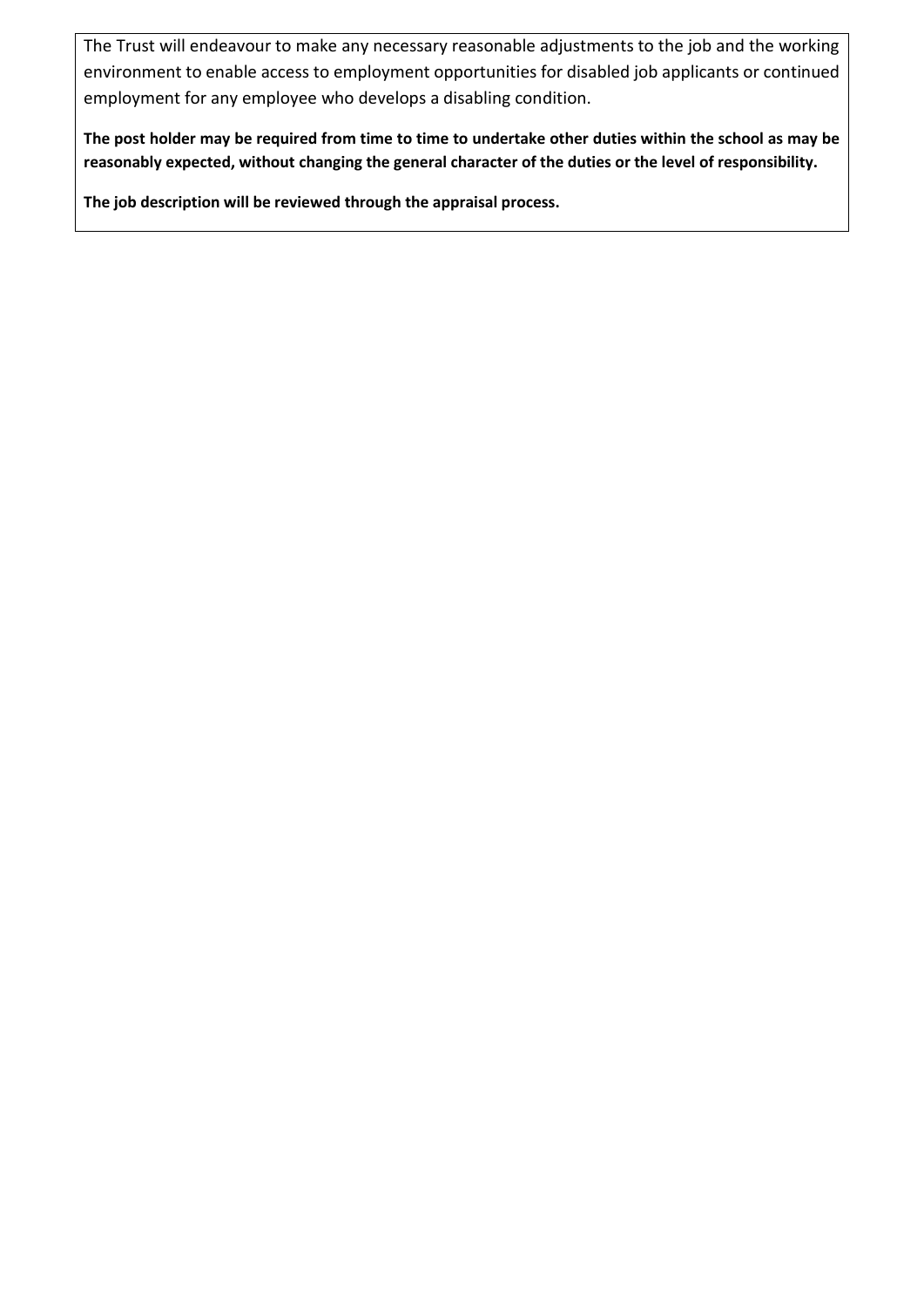The Trust will endeavour to make any necessary reasonable adjustments to the job and the working environment to enable access to employment opportunities for disabled job applicants or continued employment for any employee who develops a disabling condition.

**The post holder may be required from time to time to undertake other duties within the school as may be reasonably expected, without changing the general character of the duties or the level of responsibility.**

**The job description will be reviewed through the appraisal process.**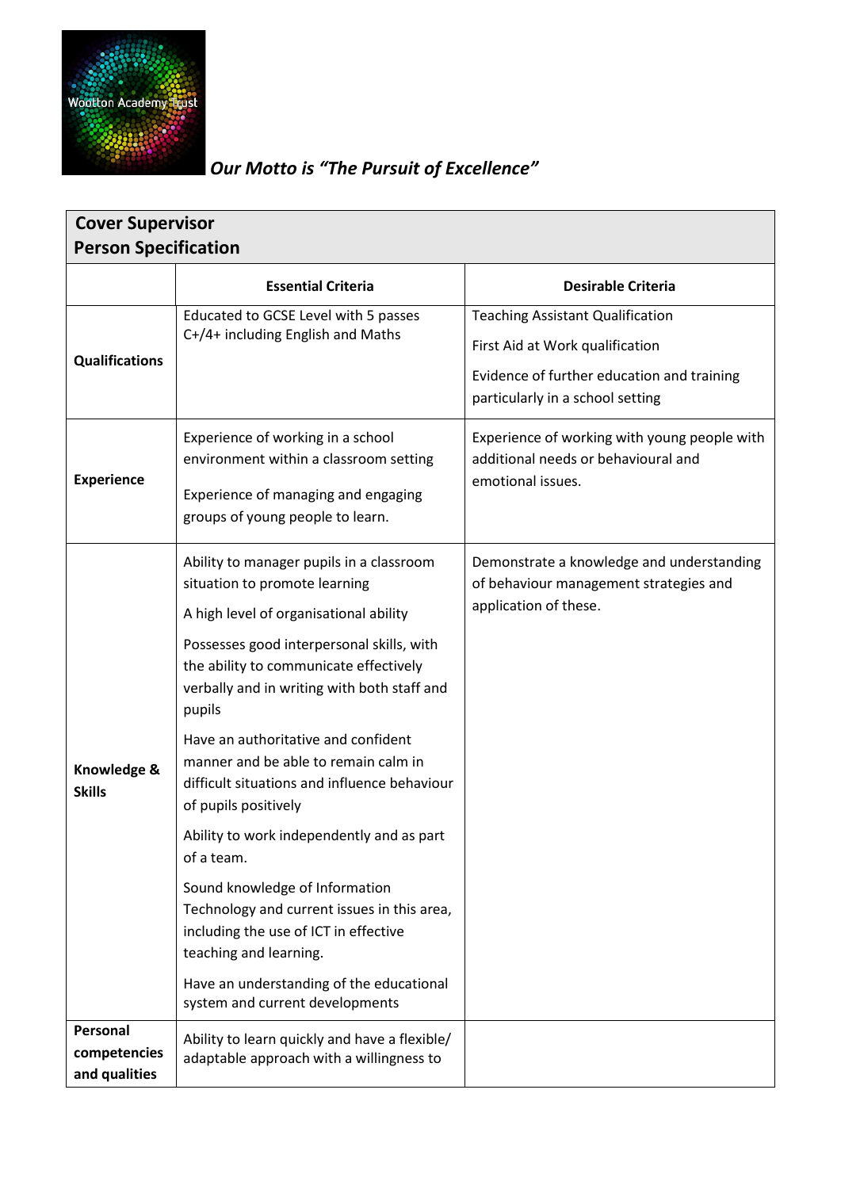*Our Motto is "The Pursuit of Excellence"*

| **Cover Supervisor Person Specification** | | |
|---|---|---|
| | **Essential Criteria** | **Desirable Criteria** |
| **Qualifications** | Educated to GCSE Level with 5 passes C+/4+ including English and Maths | Teaching Assistant Qualification<br><br>First Aid at Work qualification<br><br>Evidence of further education and training particularly in a school setting |
| **Experience** | Experience of working in a school environment within a classroom setting<br><br>Experience of managing and engaging groups of young people to learn. | Experience of working with young people with additional needs or behavioural and emotional issues. |
| **Knowledge & Skills** | Ability to manager pupils in a classroom situation to promote learning<br><br>A high level of organisational ability<br><br>Possesses good interpersonal skills, with the ability to communicate effectively verbally and in writing with both staff and pupils<br><br>Have an authoritative and confident manner and be able to remain calm in difficult situations and influence behaviour of pupils positively<br><br>Ability to work independently and as part of a team.<br><br>Sound knowledge of Information Technology and current issues in this area, including the use of ICT in effective teaching and learning.<br><br>Have an understanding of the educational system and current developments | Demonstrate a knowledge and understanding of behaviour management strategies and application of these. |
| **Personal competencies and qualities** | Ability to learn quickly and have a flexible/ adaptable approach with a willingness to | |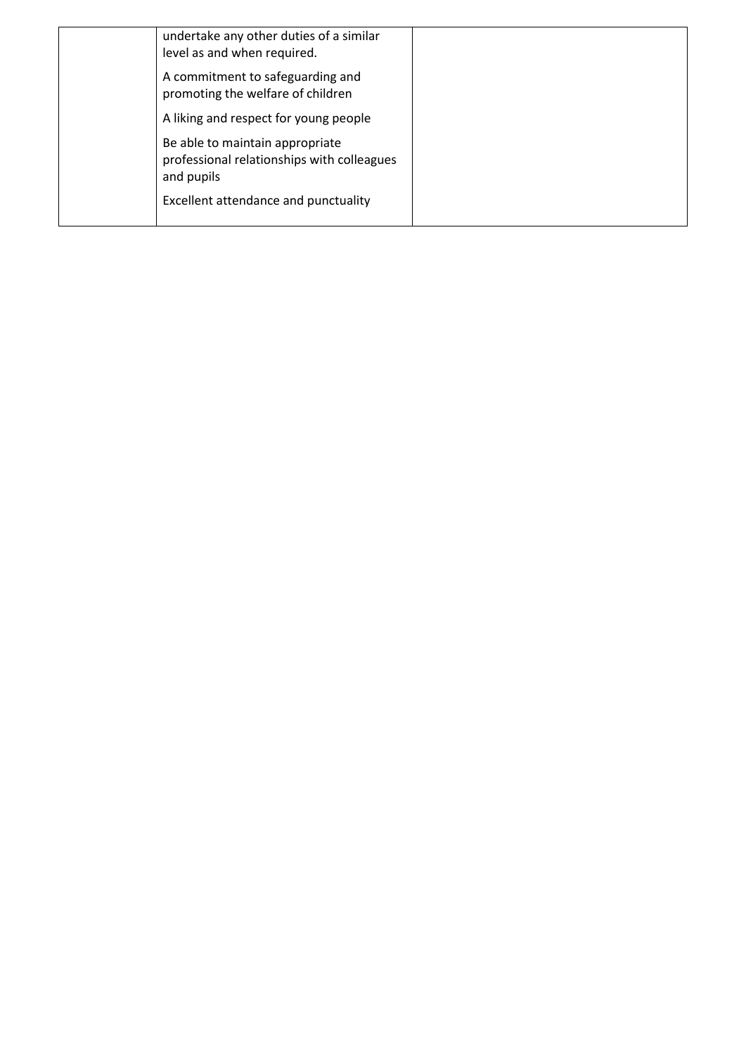| | | |
|---|---|---|
| | undertake any other duties of a similar level as and when required.<br><br>A commitment to safeguarding and promoting the welfare of children<br><br>A liking and respect for young people<br><br>Be able to maintain appropriate professional relationships with colleagues and pupils<br><br>Excellent attendance and punctuality | |